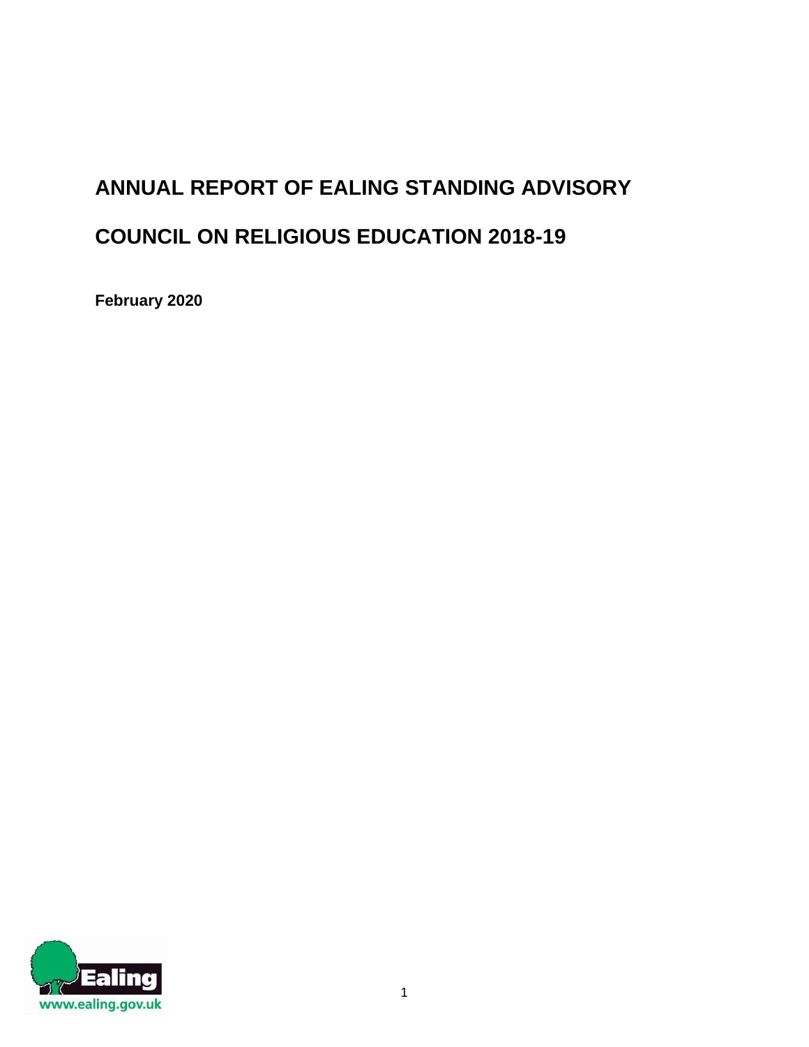# ANNUAL REPORT OF EALING STANDING ADVISORY COUNCIL ON RELIGIOUS EDUCATION 2018-19

**February 2020**

Ealing
www.ealing.gov.uk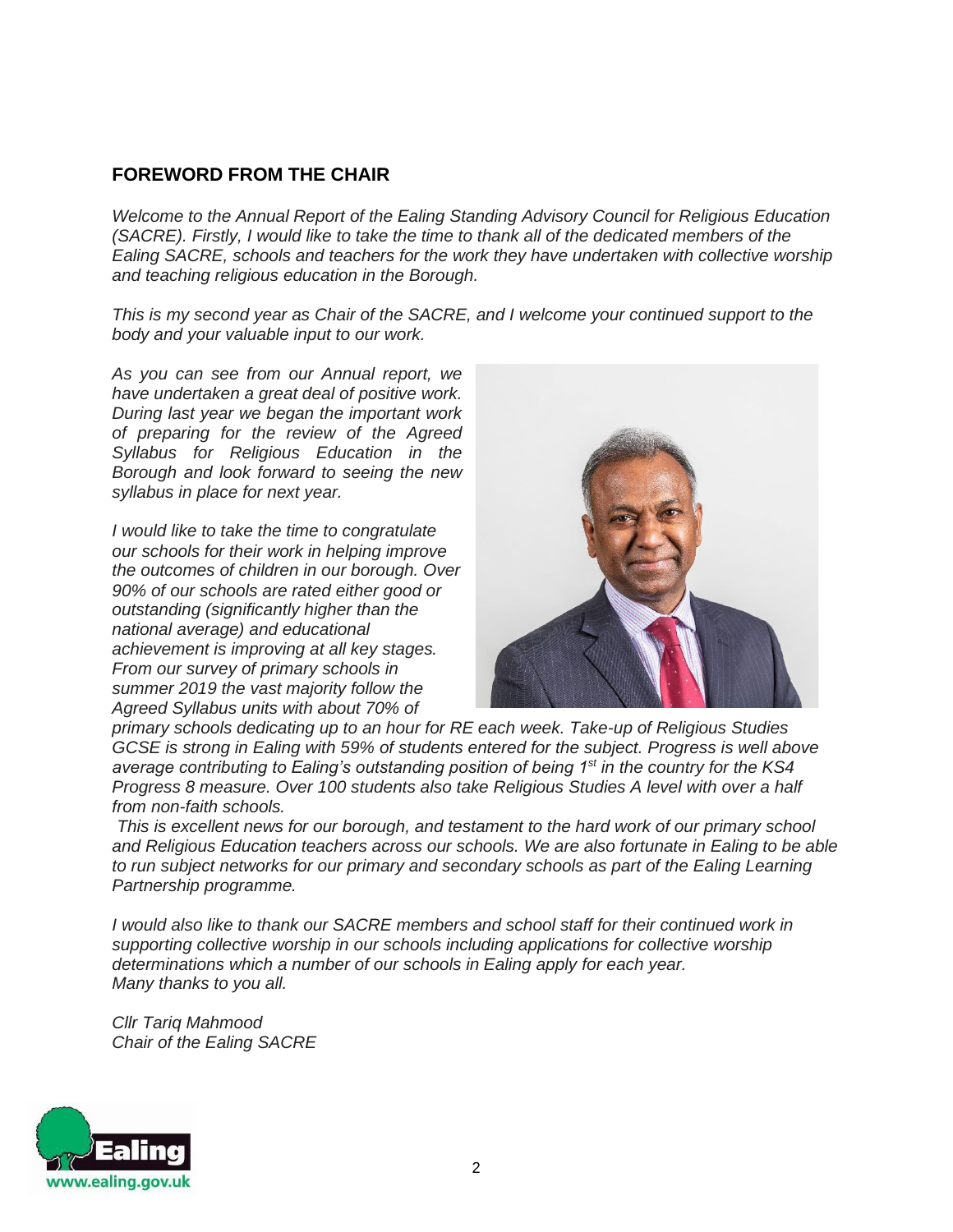## FOREWORD FROM THE CHAIR

*Welcome to the Annual Report of the Ealing Standing Advisory Council for Religious Education (SACRE). Firstly, I would like to take the time to thank all of the dedicated members of the Ealing SACRE, schools and teachers for the work they have undertaken with collective worship and teaching religious education in the Borough.*

*This is my second year as Chair of the SACRE, and I welcome your continued support to the body and your valuable input to our work.*

*As you can see from our Annual report, we have undertaken a great deal of positive work. During last year we began the important work of preparing for the review of the Agreed Syllabus for Religious Education in the Borough and look forward to seeing the new syllabus in place for next year.*

*I would like to take the time to congratulate our schools for their work in helping improve the outcomes of children in our borough. Over 90% of our schools are rated either good or outstanding (significantly higher than the national average) and educational achievement is improving at all key stages. From our survey of primary schools in summer 2019 the vast majority follow the Agreed Syllabus units with about 70% of primary schools dedicating up to an hour for RE each week. Take-up of Religious Studies GCSE is strong in Ealing with 59% of students entered for the subject. Progress is well above average contributing to Ealing's outstanding position of being 1st in the country for the KS4 Progress 8 measure. Over 100 students also take Religious Studies A level with over a half from non-faith schools.*

*This is excellent news for our borough, and testament to the hard work of our primary school and Religious Education teachers across our schools. We are also fortunate in Ealing to be able to run subject networks for our primary and secondary schools as part of the Ealing Learning Partnership programme.*

*I would also like to thank our SACRE members and school staff for their continued work in supporting collective worship in our schools including applications for collective worship determinations which a number of our schools in Ealing apply for each year.*
*Many thanks to you all.*

*Cllr Tariq Mahmood*
*Chair of the Ealing SACRE*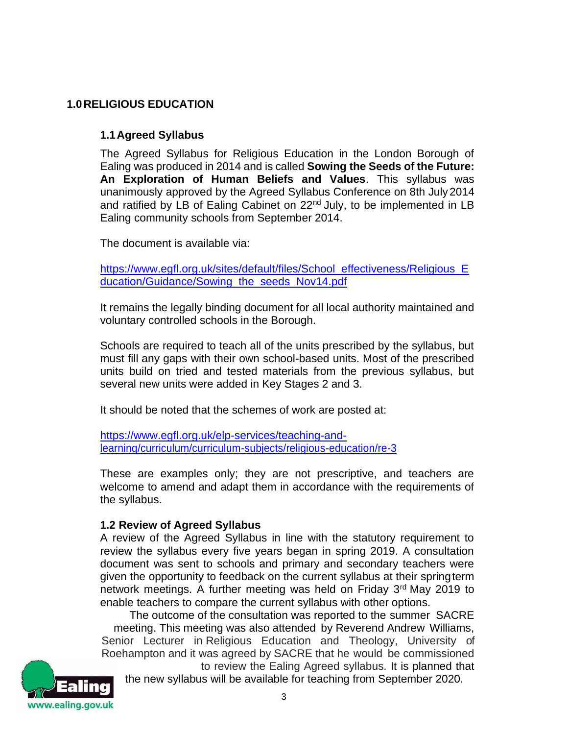# 1.0 RELIGIOUS EDUCATION

## 1.1 Agreed Syllabus

The Agreed Syllabus for Religious Education in the London Borough of Ealing was produced in 2014 and is called **Sowing the Seeds of the Future: An Exploration of Human Beliefs and Values**. This syllabus was unanimously approved by the Agreed Syllabus Conference on 8th July 2014 and ratified by LB of Ealing Cabinet on 22nd July, to be implemented in LB Ealing community schools from September 2014.

The document is available via:

[https://www.egfl.org.uk/sites/default/files/School_effectiveness/Religious_Education/Guidance/Sowing_the_seeds_Nov14.pdf](https://www.egfl.org.uk/sites/default/files/School_effectiveness/Religious_Education/Guidance/Sowing_the_seeds_Nov14.pdf)

It remains the legally binding document for all local authority maintained and voluntary controlled schools in the Borough.

Schools are required to teach all of the units prescribed by the syllabus, but must fill any gaps with their own school-based units. Most of the prescribed units build on tried and tested materials from the previous syllabus, but several new units were added in Key Stages 2 and 3.

It should be noted that the schemes of work are posted at:

[https://www.egfl.org.uk/elp-services/teaching-and-learning/curriculum/curriculum-subjects/religious-education/re-3](https://www.egfl.org.uk/elp-services/teaching-and-learning/curriculum/curriculum-subjects/religious-education/re-3)

These are examples only; they are not prescriptive, and teachers are welcome to amend and adapt them in accordance with the requirements of the syllabus.

## 1.2 Review of Agreed Syllabus

A review of the Agreed Syllabus in line with the statutory requirement to review the syllabus every five years began in spring 2019. A consultation document was sent to schools and primary and secondary teachers were given the opportunity to feedback on the current syllabus at their spring term network meetings. A further meeting was held on Friday 3rd May 2019 to enable teachers to compare the current syllabus with other options.

The outcome of the consultation was reported to the summer SACRE meeting. This meeting was also attended by Reverend Andrew Williams, Senior Lecturer in Religious Education and Theology, University of Roehampton and it was agreed by SACRE that he would be commissioned to review the Ealing Agreed syllabus. It is planned that the new syllabus will be available for teaching from September 2020.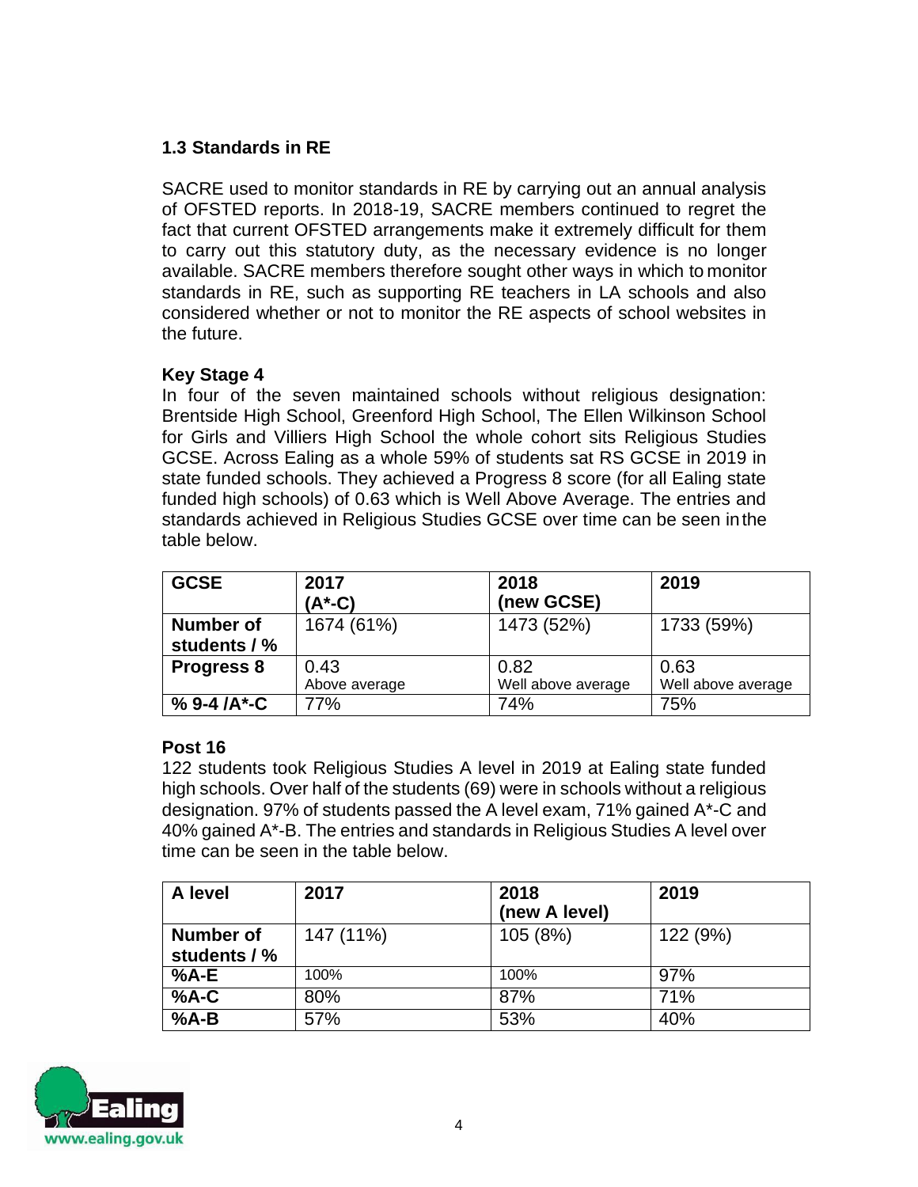### 1.3 Standards in RE

SACRE used to monitor standards in RE by carrying out an annual analysis of OFSTED reports. In 2018-19, SACRE members continued to regret the fact that current OFSTED arrangements make it extremely difficult for them to carry out this statutory duty, as the necessary evidence is no longer available. SACRE members therefore sought other ways in which to monitor standards in RE, such as supporting RE teachers in LA schools and also considered whether or not to monitor the RE aspects of school websites in the future.

**Key Stage 4**

In four of the seven maintained schools without religious designation: Brentside High School, Greenford High School, The Ellen Wilkinson School for Girls and Villiers High School the whole cohort sits Religious Studies GCSE. Across Ealing as a whole 59% of students sat RS GCSE in 2019 in state funded schools. They achieved a Progress 8 score (for all Ealing state funded high schools) of 0.63 which is Well Above Average. The entries and standards achieved in Religious Studies GCSE over time can be seen in the table below.

| GCSE | 2017 (A*-C) | 2018 (new GCSE) | 2019 |
|---|---|---|---|
| **Number of students / %** | 1674 (61%) | 1473 (52%) | 1733 (59%) |
| **Progress 8** | 0.43 Above average | 0.82 Well above average | 0.63 Well above average |
| **% 9-4 /A*-C** | 77% | 74% | 75% |

**Post 16**

122 students took Religious Studies A level in 2019 at Ealing state funded high schools. Over half of the students (69) were in schools without a religious designation. 97% of students passed the A level exam, 71% gained A*-C and 40% gained A*-B. The entries and standards in Religious Studies A level over time can be seen in the table below.

| A level | 2017 | 2018 (new A level) | 2019 |
|---|---|---|---|
| **Number of students / %** | 147 (11%) | 105 (8%) | 122 (9%) |
| **%A-E** | 100% | 100% | 97% |
| **%A-C** | 80% | 87% | 71% |
| **%A-B** | 57% | 53% | 40% |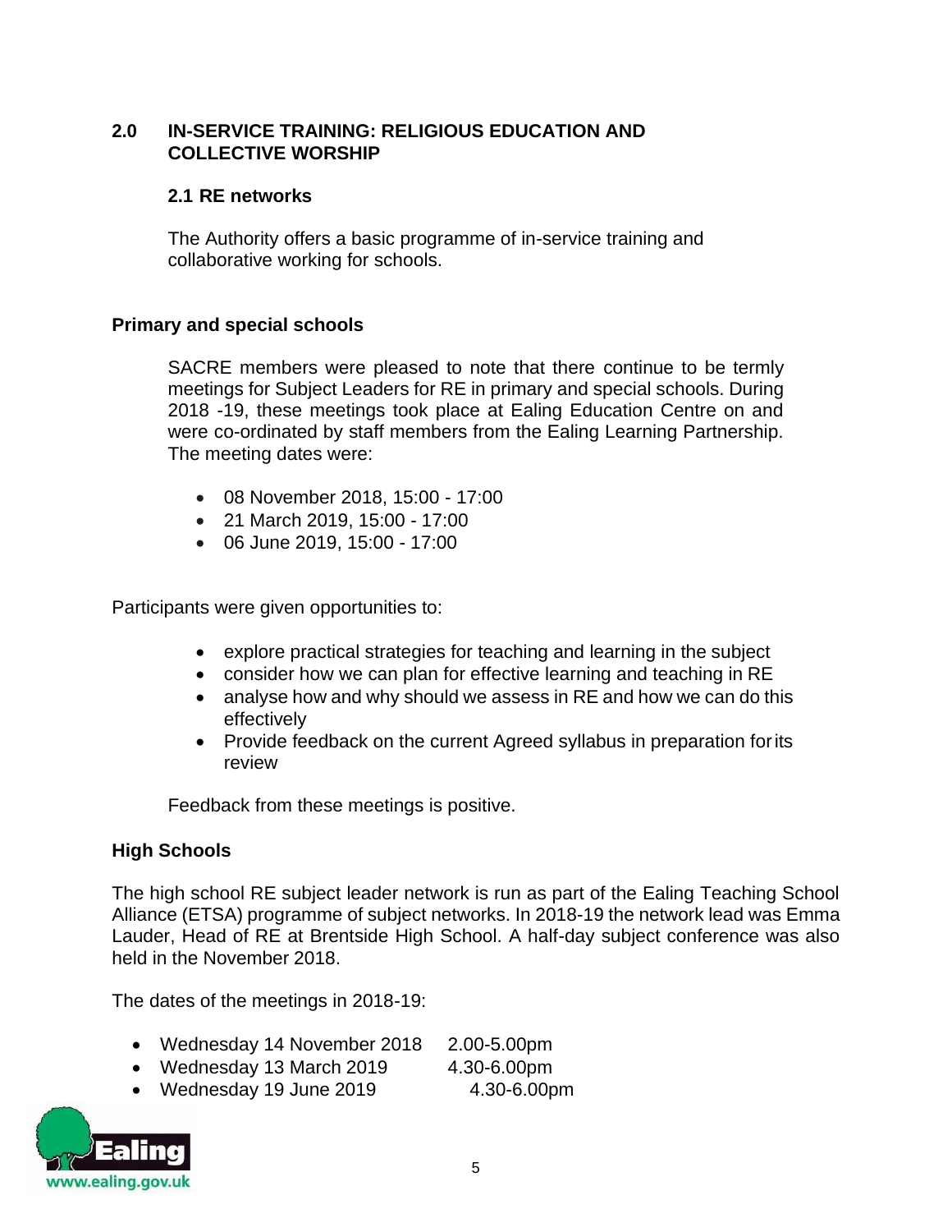## 2.0 IN-SERVICE TRAINING: RELIGIOUS EDUCATION AND COLLECTIVE WORSHIP

### 2.1 RE networks

The Authority offers a basic programme of in-service training and collaborative working for schools.

#### Primary and special schools

SACRE members were pleased to note that there continue to be termly meetings for Subject Leaders for RE in primary and special schools. During 2018 -19, these meetings took place at Ealing Education Centre on and were co-ordinated by staff members from the Ealing Learning Partnership. The meeting dates were:

- 08 November 2018, 15:00 - 17:00
- 21 March 2019, 15:00 - 17:00
- 06 June 2019, 15:00 - 17:00

Participants were given opportunities to:

- explore practical strategies for teaching and learning in the subject
- consider how we can plan for effective learning and teaching in RE
- analyse how and why should we assess in RE and how we can do this effectively
- Provide feedback on the current Agreed syllabus in preparation for its review

Feedback from these meetings is positive.

#### High Schools

The high school RE subject leader network is run as part of the Ealing Teaching School Alliance (ETSA) programme of subject networks. In 2018-19 the network lead was Emma Lauder, Head of RE at Brentside High School. A half-day subject conference was also held in the November 2018.

The dates of the meetings in 2018-19:

- Wednesday 14 November 2018 2.00-5.00pm
- Wednesday 13 March 2019 4.30-6.00pm
- Wednesday 19 June 2019 4.30-6.00pm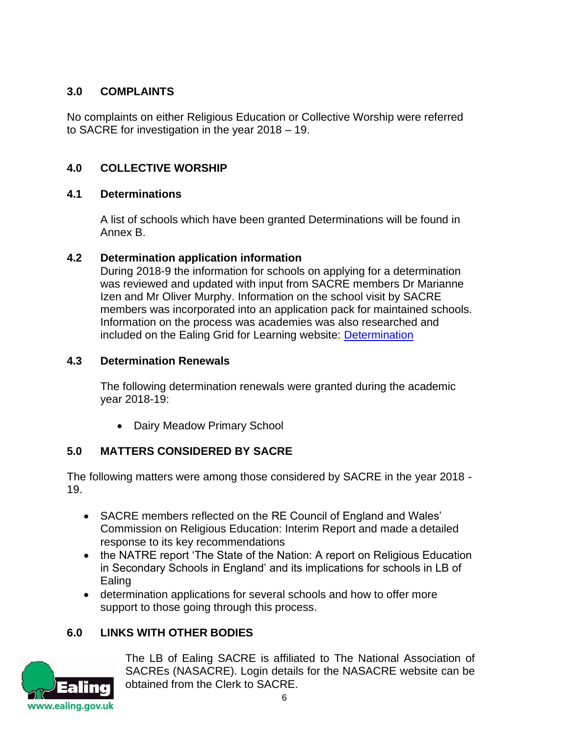## 3.0 COMPLAINTS

No complaints on either Religious Education or Collective Worship were referred to SACRE for investigation in the year 2018 – 19.

## 4.0 COLLECTIVE WORSHIP

### 4.1 Determinations

A list of schools which have been granted Determinations will be found in Annex B.

### 4.2 Determination application information

During 2018-9 the information for schools on applying for a determination was reviewed and updated with input from SACRE members Dr Marianne Izen and Mr Oliver Murphy. Information on the school visit by SACRE members was incorporated into an application pack for maintained schools. Information on the process was academies was also researched and included on the Ealing Grid for Learning website: Determination

### 4.3 Determination Renewals

The following determination renewals were granted during the academic year 2018-19:

- Dairy Meadow Primary School

## 5.0 MATTERS CONSIDERED BY SACRE

The following matters were among those considered by SACRE in the year 2018 - 19.

- SACRE members reflected on the RE Council of England and Wales' Commission on Religious Education: Interim Report and made a detailed response to its key recommendations
- the NATRE report 'The State of the Nation: A report on Religious Education in Secondary Schools in England' and its implications for schools in LB of Ealing
- determination applications for several schools and how to offer more support to those going through this process.

## 6.0 LINKS WITH OTHER BODIES

The LB of Ealing SACRE is affiliated to The National Association of SACREs (NASACRE). Login details for the NASACRE website can be obtained from the Clerk to SACRE.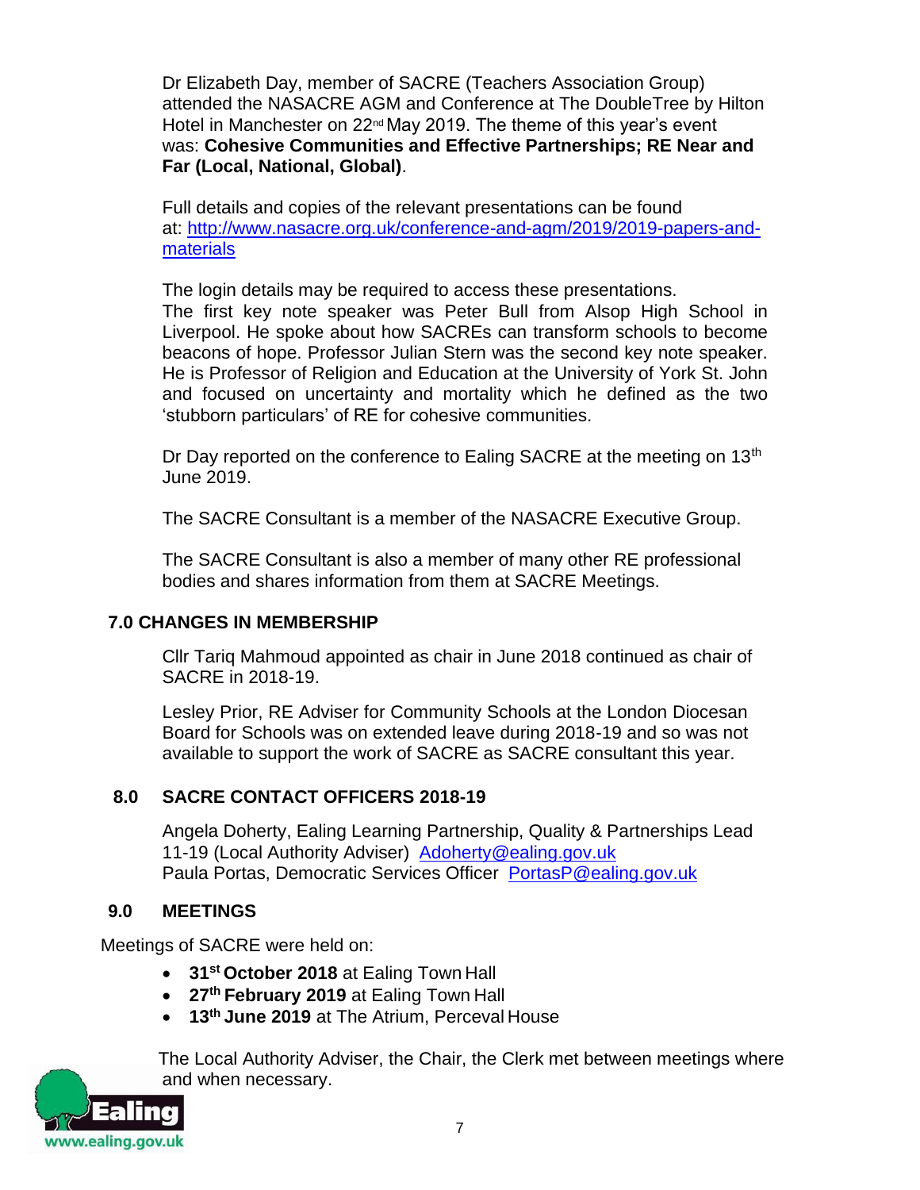Dr Elizabeth Day, member of SACRE (Teachers Association Group) attended the NASACRE AGM and Conference at The DoubleTree by Hilton Hotel in Manchester on 22nd May 2019. The theme of this year's event was: **Cohesive Communities and Effective Partnerships; RE Near and Far (Local, National, Global)**.

Full details and copies of the relevant presentations can be found at: [http://www.nasacre.org.uk/conference-and-agm/2019/2019-papers-and-materials](http://www.nasacre.org.uk/conference-and-agm/2019/2019-papers-and-materials)

The login details may be required to access these presentations.
The first key note speaker was Peter Bull from Alsop High School in Liverpool. He spoke about how SACREs can transform schools to become beacons of hope. Professor Julian Stern was the second key note speaker. He is Professor of Religion and Education at the University of York St. John and focused on uncertainty and mortality which he defined as the two 'stubborn particulars' of RE for cohesive communities.

Dr Day reported on the conference to Ealing SACRE at the meeting on 13th June 2019.

The SACRE Consultant is a member of the NASACRE Executive Group.

The SACRE Consultant is also a member of many other RE professional bodies and shares information from them at SACRE Meetings.

## 7.0 CHANGES IN MEMBERSHIP

Cllr Tariq Mahmoud appointed as chair in June 2018 continued as chair of SACRE in 2018-19.

Lesley Prior, RE Adviser for Community Schools at the London Diocesan Board for Schools was on extended leave during 2018-19 and so was not available to support the work of SACRE as SACRE consultant this year.

## 8.0 SACRE CONTACT OFFICERS 2018-19

Angela Doherty, Ealing Learning Partnership, Quality & Partnerships Lead 11-19 (Local Authority Adviser) [Adoherty@ealing.gov.uk](mailto:Adoherty@ealing.gov.uk)
Paula Portas, Democratic Services Officer [PortasP@ealing.gov.uk](mailto:PortasP@ealing.gov.uk)

## 9.0 MEETINGS

Meetings of SACRE were held on:

- **31st October 2018** at Ealing Town Hall
- **27th February 2019** at Ealing Town Hall
- **13th June 2019** at The Atrium, Perceval House

The Local Authority Adviser, the Chair, the Clerk met between meetings where and when necessary.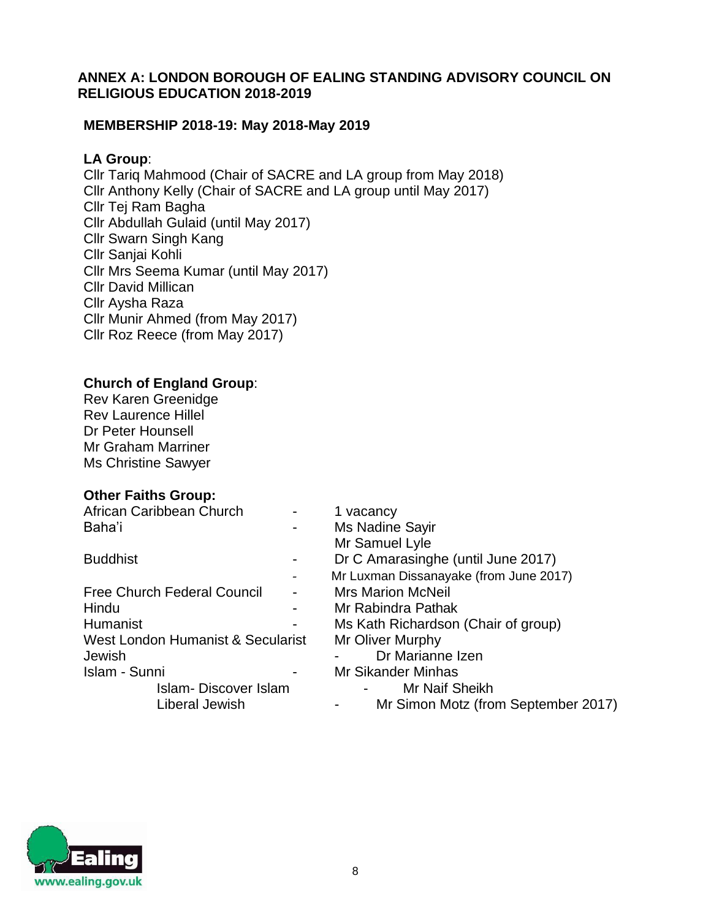## ANNEX A: LONDON BOROUGH OF EALING STANDING ADVISORY COUNCIL ON RELIGIOUS EDUCATION 2018-2019

### MEMBERSHIP 2018-19: May 2018-May 2019

**LA Group**:

Cllr Tariq Mahmood (Chair of SACRE and LA group from May 2018)
Cllr Anthony Kelly (Chair of SACRE and LA group until May 2017)
Cllr Tej Ram Bagha
Cllr Abdullah Gulaid (until May 2017)
Cllr Swarn Singh Kang
Cllr Sanjai Kohli
Cllr Mrs Seema Kumar (until May 2017)
Cllr David Millican
Cllr Aysha Raza
Cllr Munir Ahmed (from May 2017)
Cllr Roz Reece (from May 2017)

**Church of England Group**:

Rev Karen Greenidge
Rev Laurence Hillel
Dr Peter Hounsell
Mr Graham Marriner
Ms Christine Sawyer

**Other Faiths Group:**

| | | |
|---|---|---|
| African Caribbean Church | - | 1 vacancy |
| Baha'i | - | Ms Nadine Sayir |
| | | Mr Samuel Lyle |
| Buddhist | - | Dr C Amarasinghe (until June 2017) |
| | - | Mr Luxman Dissanayake (from June 2017) |
| Free Church Federal Council | - | Mrs Marion McNeil |
| Hindu | - | Mr Rabindra Pathak |
| Humanist | - | Ms Kath Richardson (Chair of group) |
| West London Humanist & Secularist | | Mr Oliver Murphy |
| Jewish | - | Dr Marianne Izen |
| Islam - Sunni | - | Mr Sikander Minhas |
| Islam- Discover Islam | - | Mr Naif Sheikh |
| Liberal Jewish | - | Mr Simon Motz (from September 2017) |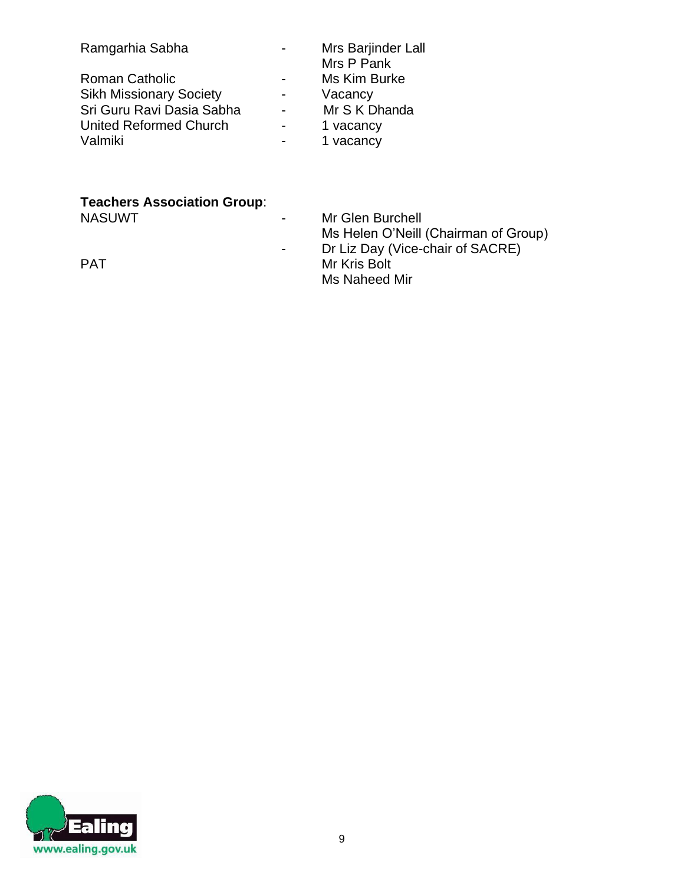| | | |
|---|---|---|
| Ramgarhia Sabha | - | Mrs Barjinder Lall |
| | | Mrs P Pank |
| Roman Catholic | - | Ms Kim Burke |
| Sikh Missionary Society | - | Vacancy |
| Sri Guru Ravi Dasia Sabha | - | Mr S K Dhanda |
| United Reformed Church | - | 1 vacancy |
| Valmiki | - | 1 vacancy |

**Teachers Association Group**:

| | | |
|---|---|---|
| NASUWT | - | Mr Glen Burchell |
| | | Ms Helen O'Neill (Chairman of Group) |
| | - | Dr Liz Day (Vice-chair of SACRE) |
| PAT | | Mr Kris Bolt |
| | | Ms Naheed Mir |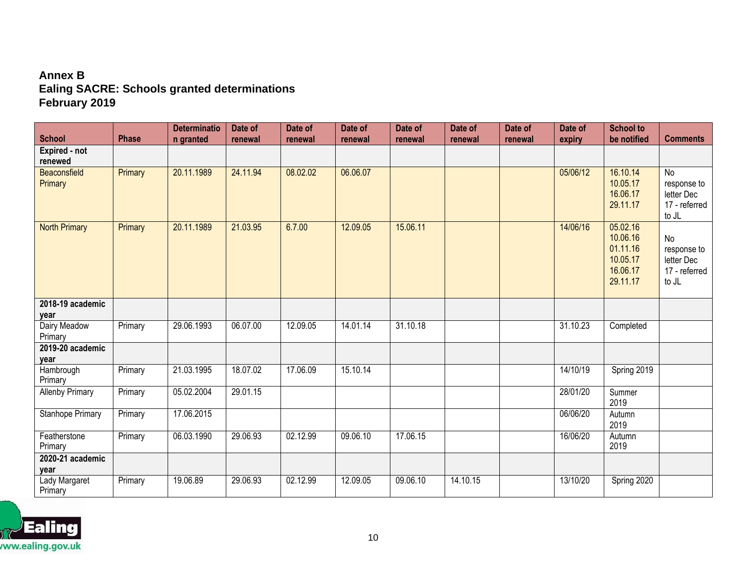**Annex B**
**Ealing SACRE: Schools granted determinations**
**February 2019**

| School | Phase | Determination granted | Date of renewal | Date of renewal | Date of renewal | Date of renewal | Date of renewal | Date of renewal | Date of expiry | School to be notified | Comments |
|---|---|---|---|---|---|---|---|---|---|---|---|
| **Expired - not renewed** | | | | | | | | | | | |
| Beaconsfield Primary | Primary | 20.11.1989 | 24.11.94 | 08.02.02 | 06.06.07 | | | | 05/06/12 | 16.10.14 10.05.17 16.06.17 29.11.17 | No response to letter Dec 17 - referred to JL |
| North Primary | Primary | 20.11.1989 | 21.03.95 | 6.7.00 | 12.09.05 | 15.06.11 | | | 14/06/16 | 05.02.16 10.06.16 01.11.16 10.05.17 16.06.17 29.11.17 | No response to letter Dec 17 - referred to JL |
| **2018-19 academic year** | | | | | | | | | | | |
| Dairy Meadow Primary | Primary | 29.06.1993 | 06.07.00 | 12.09.05 | 14.01.14 | 31.10.18 | | | 31.10.23 | Completed | |
| **2019-20 academic year** | | | | | | | | | | | |
| Hambrough Primary | Primary | 21.03.1995 | 18.07.02 | 17.06.09 | 15.10.14 | | | | 14/10/19 | Spring 2019 | |
| Allenby Primary | Primary | 05.02.2004 | 29.01.15 | | | | | | 28/01/20 | Summer 2019 | |
| Stanhope Primary | Primary | 17.06.2015 | | | | | | | 06/06/20 | Autumn 2019 | |
| Featherstone Primary | Primary | 06.03.1990 | 29.06.93 | 02.12.99 | 09.06.10 | 17.06.15 | | | 16/06/20 | Autumn 2019 | |
| **2020-21 academic year** | | | | | | | | | | | |
| Lady Margaret Primary | Primary | 19.06.89 | 29.06.93 | 02.12.99 | 12.09.05 | 09.06.10 | 14.10.15 | | 13/10/20 | Spring 2020 | |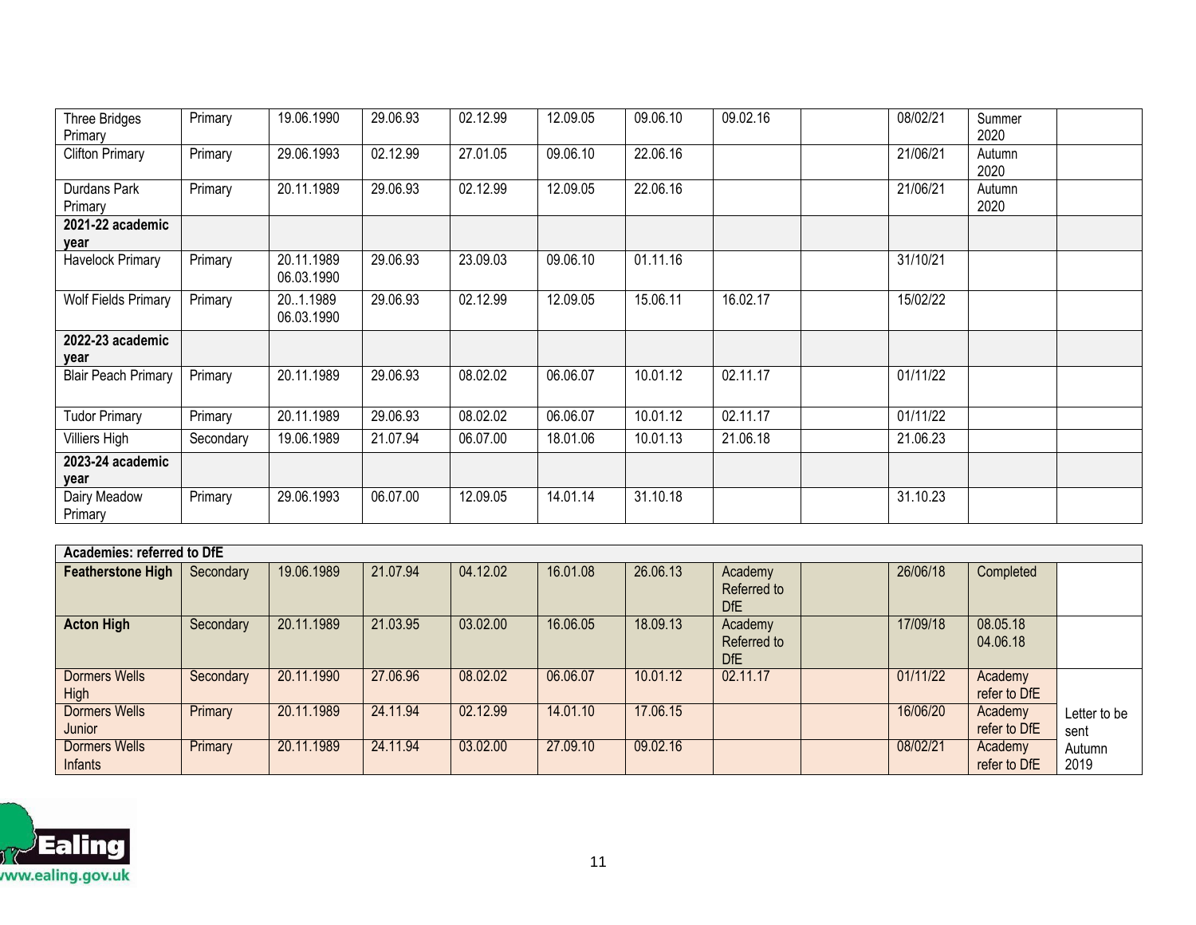| | | | | | | | | | | | |
|---|---|---|---|---|---|---|---|---|---|---|---|
| Three Bridges Primary | Primary | 19.06.1990 | 29.06.93 | 02.12.99 | 12.09.05 | 09.06.10 | 09.02.16 | | 08/02/21 | Summer 2020 | |
| Clifton Primary | Primary | 29.06.1993 | 02.12.99 | 27.01.05 | 09.06.10 | 22.06.16 | | | 21/06/21 | Autumn 2020 | |
| Durdans Park Primary | Primary | 20.11.1989 | 29.06.93 | 02.12.99 | 12.09.05 | 22.06.16 | | | 21/06/21 | Autumn 2020 | |
| **2021-22 academic year** | | | | | | | | | | | |
| Havelock Primary | Primary | 20.11.1989 06.03.1990 | 29.06.93 | 23.09.03 | 09.06.10 | 01.11.16 | | | 31/10/21 | | |
| Wolf Fields Primary | Primary | 20..1.1989 06.03.1990 | 29.06.93 | 02.12.99 | 12.09.05 | 15.06.11 | 16.02.17 | | 15/02/22 | | |
| **2022-23 academic year** | | | | | | | | | | | |
| Blair Peach Primary | Primary | 20.11.1989 | 29.06.93 | 08.02.02 | 06.06.07 | 10.01.12 | 02.11.17 | | 01/11/22 | | |
| Tudor Primary | Primary | 20.11.1989 | 29.06.93 | 08.02.02 | 06.06.07 | 10.01.12 | 02.11.17 | | 01/11/22 | | |
| Villiers High | Secondary | 19.06.1989 | 21.07.94 | 06.07.00 | 18.01.06 | 10.01.13 | 21.06.18 | | 21.06.23 | | |
| **2023-24 academic year** | | | | | | | | | | | |
| Dairy Meadow Primary | Primary | 29.06.1993 | 06.07.00 | 12.09.05 | 14.01.14 | 31.10.18 | | | 31.10.23 | | |

| **Academies: referred to DfE** | | | | | | | | | | | |
|---|---|---|---|---|---|---|---|---|---|---|---|
| **Featherstone High** | Secondary | 19.06.1989 | 21.07.94 | 04.12.02 | 16.01.08 | 26.06.13 | Academy Referred to DfE | | 26/06/18 | Completed | |
| **Acton High** | Secondary | 20.11.1989 | 21.03.95 | 03.02.00 | 16.06.05 | 18.09.13 | Academy Referred to DfE | | 17/09/18 | 08.05.18 04.06.18 | |
| Dormers Wells High | Secondary | 20.11.1990 | 27.06.96 | 08.02.02 | 06.06.07 | 10.01.12 | 02.11.17 | | 01/11/22 | Academy refer to DfE | Letter to be sent Autumn 2019 |
| Dormers Wells Junior | Primary | 20.11.1989 | 24.11.94 | 02.12.99 | 14.01.10 | 17.06.15 | | | 16/06/20 | Academy refer to DfE | |
| Dormers Wells Infants | Primary | 20.11.1989 | 24.11.94 | 03.02.00 | 27.09.10 | 09.02.16 | | | 08/02/21 | Academy refer to DfE | |